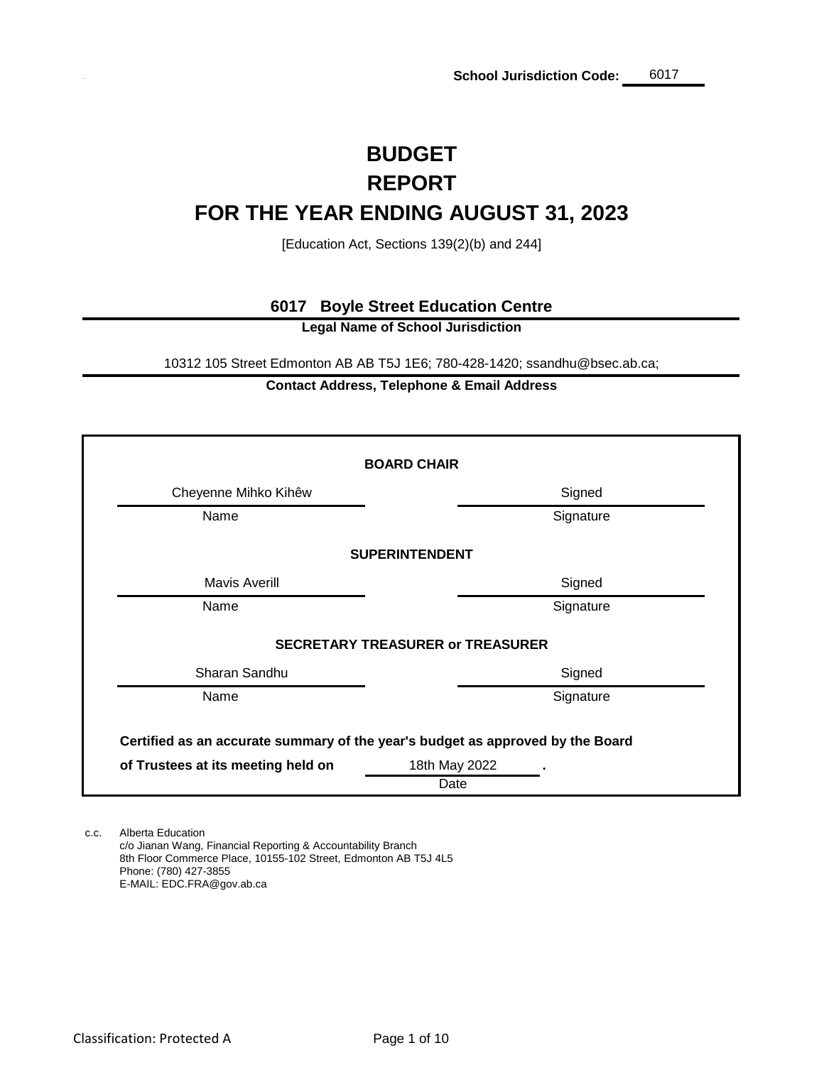**School Jurisdiction Code:** 6017

# BUDGET
# REPORT
# FOR THE YEAR ENDING AUGUST 31, 2023

[Education Act, Sections 139(2)(b) and 244]

**6017 Boyle Street Education Centre**

**Legal Name of School Jurisdiction**

10312 105 Street Edmonton AB AB T5J 1E6; 780-428-1420; ssandhu@bsec.ab.ca;

**Contact Address, Telephone & Email Address**

**BOARD CHAIR**

| Name | Signature |
|---|---|
| Cheyenne Mihko Kihêw | Signed |

**SUPERINTENDENT**

| Name | Signature |
|---|---|
| Mavis Averill | Signed |

**SECRETARY TREASURER or TREASURER**

| Name | Signature |
|---|---|
| Sharan Sandhu | Signed |

**Certified as an accurate summary of the year's budget as approved by the Board of Trustees at its meeting held on** 18th May 2022 (Date) **.**

c.c. Alberta Education
c/o Jianan Wang, Financial Reporting & Accountability Branch
8th Floor Commerce Place, 10155-102 Street, Edmonton AB T5J 4L5
Phone: (780) 427-3855
E-MAIL: EDC.FRA@gov.ab.ca

Classification: Protected A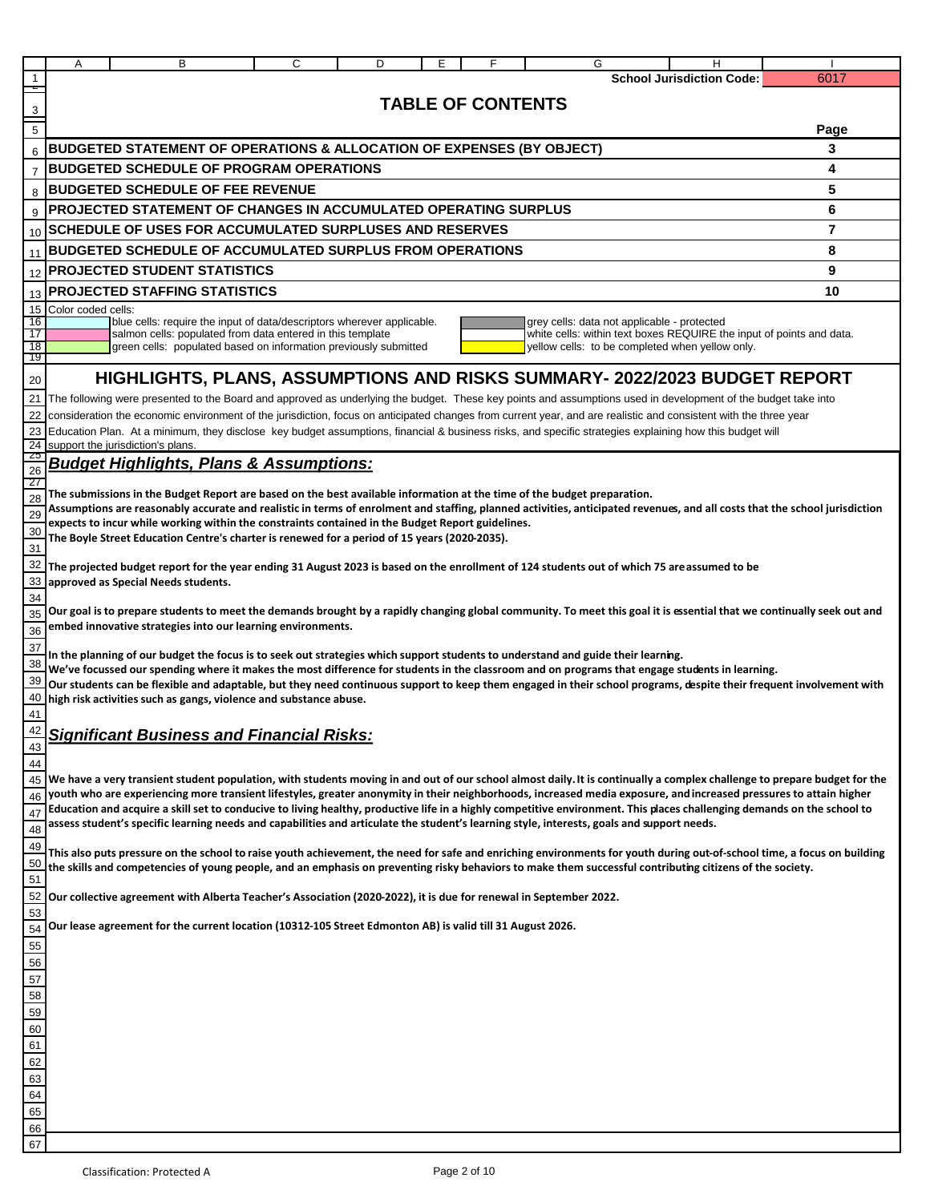School Jurisdiction Code: 6017

# TABLE OF CONTENTS

| | Page |
|---|---|
| **BUDGETED STATEMENT OF OPERATIONS & ALLOCATION OF EXPENSES (BY OBJECT)** | **3** |
| **BUDGETED SCHEDULE OF PROGRAM OPERATIONS** | **4** |
| **BUDGETED SCHEDULE OF FEE REVENUE** | **5** |
| **PROJECTED STATEMENT OF CHANGES IN ACCUMULATED OPERATING SURPLUS** | **6** |
| **SCHEDULE OF USES FOR ACCUMULATED SURPLUSES AND RESERVES** | **7** |
| **BUDGETED SCHEDULE OF ACCUMULATED SURPLUS FROM OPERATIONS** | **8** |
| **PROJECTED STUDENT STATISTICS** | **9** |
| **PROJECTED STAFFING STATISTICS** | **10** |

Color coded cells:

- blue cells: require the input of data/descriptors wherever applicable.
- salmon cells: populated from data entered in this template
- green cells: populated based on information previously submitted
- grey cells: data not applicable - protected
- white cells: within text boxes REQUIRE the input of points and data.
- yellow cells: to be completed when yellow only.

## HIGHLIGHTS, PLANS, ASSUMPTIONS AND RISKS SUMMARY- 2022/2023 BUDGET REPORT

The following were presented to the Board and approved as underlying the budget. These key points and assumptions used in development of the budget take into consideration the economic environment of the jurisdiction, focus on anticipated changes from current year, and are realistic and consistent with the three year Education Plan. At a minimum, they disclose key budget assumptions, financial & business risks, and specific strategies explaining how this budget will support the jurisdiction's plans.

### *Budget Highlights, Plans & Assumptions:*

**The submissions in the Budget Report are based on the best available information at the time of the budget preparation.**
**Assumptions are reasonably accurate and realistic in terms of enrolment and staffing, planned activities, anticipated revenues, and all costs that the school jurisdiction expects to incur while working within the constraints contained in the Budget Report guidelines.**
**The Boyle Street Education Centre's charter is renewed for a period of 15 years (2020-2035).**

**The projected budget report for the year ending 31 August 2023 is based on the enrollment of 124 students out of which 75 are assumed to be approved as Special Needs students.**

**Our goal is to prepare students to meet the demands brought by a rapidly changing global community. To meet this goal it is essential that we continually seek out and embed innovative strategies into our learning environments.**

**In the planning of our budget the focus is to seek out strategies which support students to understand and guide their learning.**
**We've focussed our spending where it makes the most difference for students in the classroom and on programs that engage students in learning.**
**Our students can be flexible and adaptable, but they need continuous support to keep them engaged in their school programs, despite their frequent involvement with high risk activities such as gangs, violence and substance abuse.**

### *Significant Business and Financial Risks:*

**We have a very transient student population, with students moving in and out of our school almost daily. It is continually a complex challenge to prepare budget for the youth who are experiencing more transient lifestyles, greater anonymity in their neighborhoods, increased media exposure, and increased pressures to attain higher Education and acquire a skill set to conducive to living healthy, productive life in a highly competitive environment. This places challenging demands on the school to assess student's specific learning needs and capabilities and articulate the student's learning style, interests, goals and support needs.**

**This also puts pressure on the school to raise youth achievement, the need for safe and enriching environments for youth during out-of-school time, a focus on building the skills and competencies of young people, and an emphasis on preventing risky behaviors to make them successful contributing citizens of the society.**

**Our collective agreement with Alberta Teacher's Association (2020-2022), it is due for renewal in September 2022.**

**Our lease agreement for the current location (10312-105 Street Edmonton AB) is valid till 31 August 2026.**

Classification: Protected A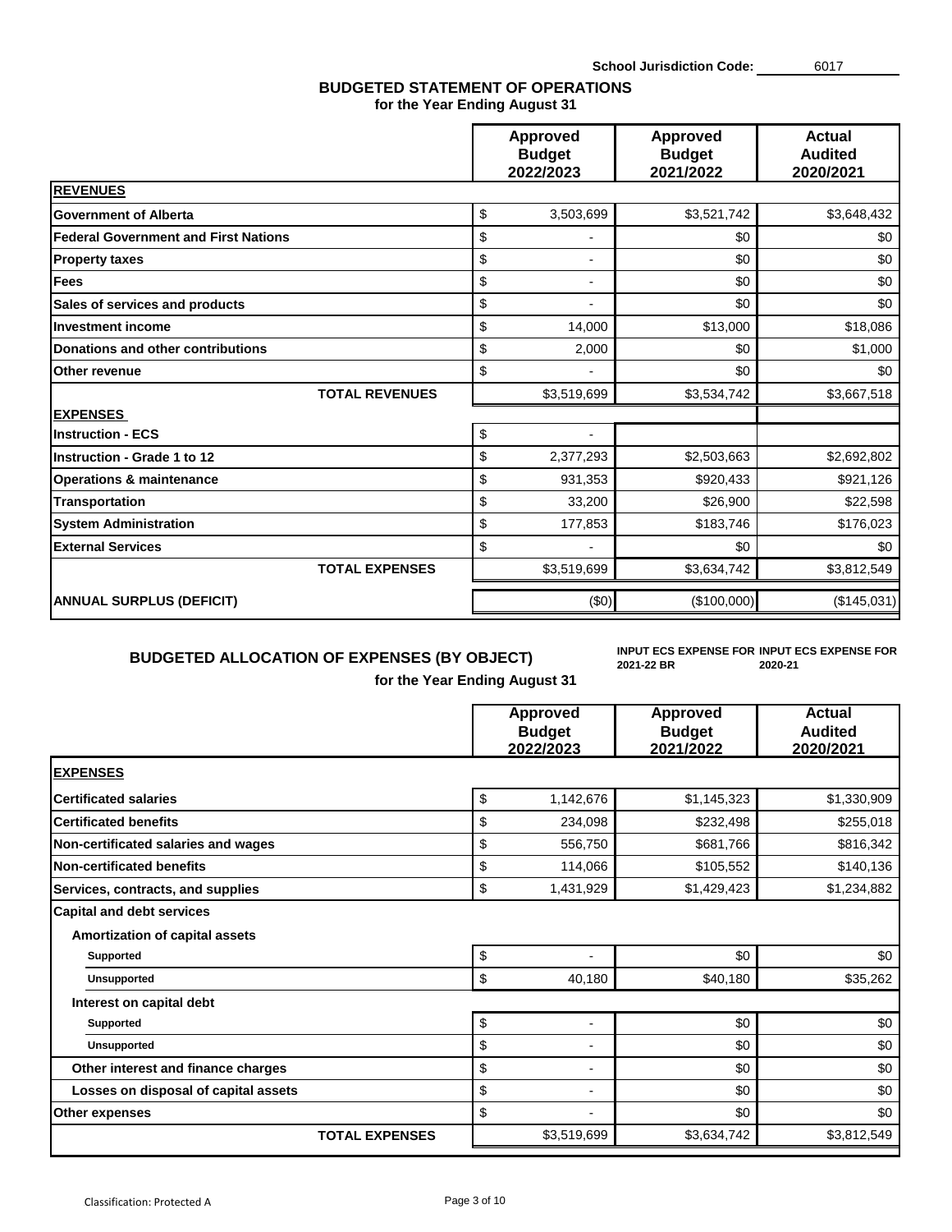School Jurisdiction Code: 6017

## BUDGETED STATEMENT OF OPERATIONS
### for the Year Ending August 31

| | Approved Budget 2022/2023 | Approved Budget 2021/2022 | Actual Audited 2020/2021 |
|---|---|---|---|
| **REVENUES** | | | |
| **Government of Alberta** | $ 3,503,699 | $3,521,742 | $3,648,432 |
| **Federal Government and First Nations** | $ - | $0 | $0 |
| **Property taxes** | $ - | $0 | $0 |
| **Fees** | $ - | $0 | $0 |
| **Sales of services and products** | $ - | $0 | $0 |
| **Investment income** | $ 14,000 | $13,000 | $18,086 |
| **Donations and other contributions** | $ 2,000 | $0 | $1,000 |
| **Other revenue** | $ - | $0 | $0 |
| **TOTAL REVENUES** | $3,519,699 | $3,534,742 | $3,667,518 |
| **EXPENSES** | | | |
| **Instruction - ECS** | $ - | | |
| **Instruction - Grade 1 to 12** | $ 2,377,293 | $2,503,663 | $2,692,802 |
| **Operations & maintenance** | $ 931,353 | $920,433 | $921,126 |
| **Transportation** | $ 33,200 | $26,900 | $22,598 |
| **System Administration** | $ 177,853 | $183,746 | $176,023 |
| **External Services** | $ - | $0 | $0 |
| **TOTAL EXPENSES** | $3,519,699 | $3,634,742 | $3,812,549 |
| **ANNUAL SURPLUS (DEFICIT)** | ($0) | ($100,000) | ($145,031) |

## BUDGETED ALLOCATION OF EXPENSES (BY OBJECT)
### for the Year Ending August 31

INPUT ECS EXPENSE FOR 2021-22 BR | INPUT ECS EXPENSE FOR 2020-21

| | Approved Budget 2022/2023 | Approved Budget 2021/2022 | Actual Audited 2020/2021 |
|---|---|---|---|
| **EXPENSES** | | | |
| **Certificated salaries** | $ 1,142,676 | $1,145,323 | $1,330,909 |
| **Certificated benefits** | $ 234,098 | $232,498 | $255,018 |
| **Non-certificated salaries and wages** | $ 556,750 | $681,766 | $816,342 |
| **Non-certificated benefits** | $ 114,066 | $105,552 | $140,136 |
| **Services, contracts, and supplies** | $ 1,431,929 | $1,429,423 | $1,234,882 |
| **Capital and debt services** | | | |
| **Amortization of capital assets** | | | |
| **Supported** | $ - | $0 | $0 |
| **Unsupported** | $ 40,180 | $40,180 | $35,262 |
| **Interest on capital debt** | | | |
| **Supported** | $ - | $0 | $0 |
| **Unsupported** | $ - | $0 | $0 |
| **Other interest and finance charges** | $ - | $0 | $0 |
| **Losses on disposal of capital assets** | $ - | $0 | $0 |
| **Other expenses** | $ - | $0 | $0 |
| **TOTAL EXPENSES** | $3,519,699 | $3,634,742 | $3,812,549 |

Classification: Protected A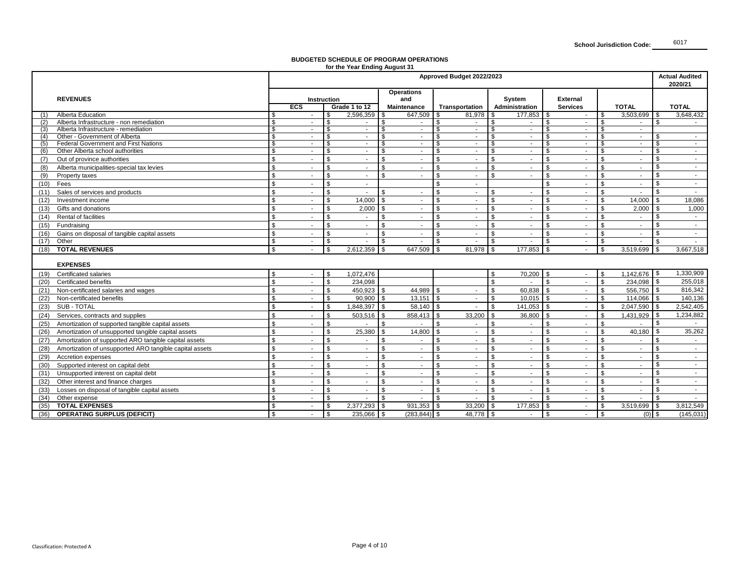School Jurisdiction Code: 6017

## BUDGETED SCHEDULE OF PROGRAM OPERATIONS
**for the Year Ending August 31**

| | **REVENUES** | **Approved Budget 2022/2023** | | | | | | | **Actual Audited 2020/21** |
|---|---|---|---|---|---|---|---|---|---|
| | | **Instruction** | | **Operations and Maintenance** | **Transportation** | **System Administration** | **External Services** | **TOTAL** | **TOTAL** |
| | | **ECS** | **Grade 1 to 12** | | | | | | |
| (1) | Alberta Education | $ - | $ 2,596,359 | $ 647,509 | $ 81,978 | $ 177,853 | $ - | $ 3,503,699 | $ 3,648,432 |
| (2) | Alberta Infrastructure - non remediation | $ - | $ - | $ - | $ - | $ - | $ - | $ - | $ - |
| (3) | Alberta Infrastructure - remediation | $ - | $ - | $ - | $ - | $ - | $ - | $ - | |
| (4) | Other - Government of Alberta | $ - | $ - | $ - | $ - | $ - | $ - | $ - | $ - |
| (5) | Federal Government and First Nations | $ - | $ - | $ - | $ - | $ - | $ - | $ - | $ - |
| (6) | Other Alberta school authorities | $ - | $ - | $ - | $ - | $ - | $ - | $ - | $ - |
| (7) | Out of province authorities | $ - | $ - | $ - | $ - | $ - | $ - | $ - | $ - |
| (8) | Alberta municipalities-special tax levies | $ - | $ - | $ - | $ - | $ - | $ - | $ - | $ - |
| (9) | Property taxes | $ - | $ - | $ - | $ - | $ - | $ - | $ - | $ - |
| (10) | Fees | $ - | $ - | | $ - | | $ - | $ - | $ - |
| (11) | Sales of services and products | $ - | $ - | $ - | $ - | $ - | $ - | $ - | $ - |
| (12) | Investment income | $ - | $ 14,000 | $ - | $ - | $ - | $ - | $ 14,000 | $ 18,086 |
| (13) | Gifts and donations | $ - | $ 2,000 | $ - | $ - | $ - | $ - | $ 2,000 | $ 1,000 |
| (14) | Rental of facilities | $ - | $ - | $ - | $ - | $ - | $ - | $ - | $ - |
| (15) | Fundraising | $ - | $ - | $ - | $ - | $ - | $ - | $ - | $ - |
| (16) | Gains on disposal of tangible capital assets | $ - | $ - | $ - | $ - | $ - | $ - | $ - | $ - |
| (17) | Other | $ - | $ - | $ - | $ - | $ - | $ - | $ - | $ - |
| (18) | **TOTAL REVENUES** | $ - | $ 2,612,359 | $ 647,509 | $ 81,978 | $ 177,853 | $ - | $ 3,519,699 | $ 3,667,518 |
| | **EXPENSES** | | | | | | | | |
| (19) | Certificated salaries | $ - | $ 1,072,476 | | | $ 70,200 | $ - | $ 1,142,676 | $ 1,330,909 |
| (20) | Certificated benefits | $ - | $ 234,098 | | | $ - | $ - | $ 234,098 | $ 255,018 |
| (21) | Non-certificated salaries and wages | $ - | $ 450,923 | $ 44,989 | $ - | $ 60,838 | $ - | $ 556,750 | $ 816,342 |
| (22) | Non-certificated benefits | $ - | $ 90,900 | $ 13,151 | $ - | $ 10,015 | $ - | $ 114,066 | $ 140,136 |
| (23) | SUB - TOTAL | $ - | $ 1,848,397 | $ 58,140 | $ - | $ 141,053 | $ - | $ 2,047,590 | $ 2,542,405 |
| (24) | Services, contracts and supplies | $ - | $ 503,516 | $ 858,413 | $ 33,200 | $ 36,800 | $ - | $ 1,431,929 | $ 1,234,882 |
| (25) | Amortization of supported tangible capital assets | $ - | $ - | $ - | $ - | $ - | $ - | $ - | $ - |
| (26) | Amortization of unsupported tangible capital assets | $ - | $ 25,380 | $ 14,800 | $ - | $ - | $ - | $ 40,180 | $ 35,262 |
| (27) | Amortization of supported ARO tangible capital assets | $ - | $ - | $ - | $ - | $ - | $ - | $ - | $ - |
| (28) | Amortization of unsupported ARO tangible capital assets | $ - | $ - | $ - | $ - | $ - | $ - | $ - | $ - |
| (29) | Accretion expenses | $ - | $ - | $ - | $ - | $ - | $ - | $ - | $ - |
| (30) | Supported interest on capital debt | $ - | $ - | $ - | $ - | $ - | $ - | $ - | $ - |
| (31) | Unsupported interest on capital debt | $ - | $ - | $ - | $ - | $ - | $ - | $ - | $ - |
| (32) | Other interest and finance charges | $ - | $ - | $ - | $ - | $ - | $ - | $ - | $ - |
| (33) | Losses on disposal of tangible capital assets | $ - | $ - | $ - | $ - | $ - | $ - | $ - | $ - |
| (34) | Other expense | $ - | $ - | $ - | $ - | $ - | $ - | $ - | $ - |
| (35) | **TOTAL EXPENSES** | $ - | $ 2,377,293 | $ 931,353 | $ 33,200 | $ 177,853 | $ - | $ 3,519,699 | $ 3,812,549 |
| (36) | **OPERATING SURPLUS (DEFICIT)** | $ - | $ 235,066 | $ (283,844) | $ 48,778 | $ - | $ - | $ (0) | $ (145,031) |

Classification: Protected A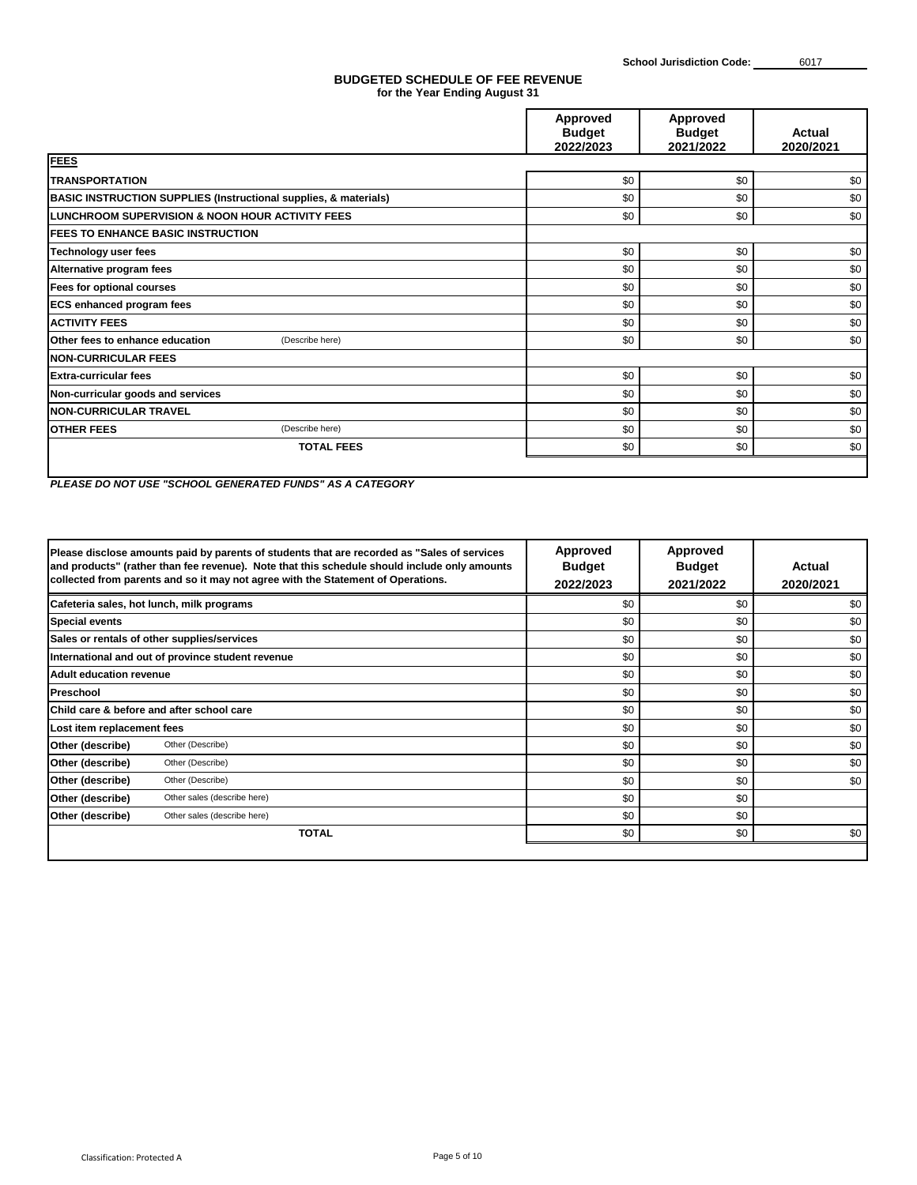School Jurisdiction Code: 6017

## BUDGETED SCHEDULE OF FEE REVENUE
**for the Year Ending August 31**

| | Approved Budget 2022/2023 | Approved Budget 2021/2022 | Actual 2020/2021 |
|---|---|---|---|
| **FEES** | | | |
| **TRANSPORTATION** | $0 | $0 | $0 |
| **BASIC INSTRUCTION SUPPLIES (Instructional supplies, & materials)** | $0 | $0 | $0 |
| **LUNCHROOM SUPERVISION & NOON HOUR ACTIVITY FEES** | $0 | $0 | $0 |
| **FEES TO ENHANCE BASIC INSTRUCTION** | | | |
| **Technology user fees** | $0 | $0 | $0 |
| **Alternative program fees** | $0 | $0 | $0 |
| **Fees for optional courses** | $0 | $0 | $0 |
| **ECS enhanced program fees** | $0 | $0 | $0 |
| **ACTIVITY FEES** | $0 | $0 | $0 |
| **Other fees to enhance education** (Describe here) | $0 | $0 | $0 |
| **NON-CURRICULAR FEES** | | | |
| **Extra-curricular fees** | $0 | $0 | $0 |
| **Non-curricular goods and services** | $0 | $0 | $0 |
| **NON-CURRICULAR TRAVEL** | $0 | $0 | $0 |
| **OTHER FEES** (Describe here) | $0 | $0 | $0 |
| **TOTAL FEES** | $0 | $0 | $0 |

***PLEASE DO NOT USE "SCHOOL GENERATED FUNDS" AS A CATEGORY***

| **Please disclose amounts paid by parents of students that are recorded as "Sales of services and products" (rather than fee revenue). Note that this schedule should include only amounts collected from parents and so it may not agree with the Statement of Operations.** | Approved Budget 2022/2023 | Approved Budget 2021/2022 | Actual 2020/2021 |
|---|---|---|---|
| **Cafeteria sales, hot lunch, milk programs** | $0 | $0 | $0 |
| **Special events** | $0 | $0 | $0 |
| **Sales or rentals of other supplies/services** | $0 | $0 | $0 |
| **International and out of province student revenue** | $0 | $0 | $0 |
| **Adult education revenue** | $0 | $0 | $0 |
| **Preschool** | $0 | $0 | $0 |
| **Child care & before and after school care** | $0 | $0 | $0 |
| **Lost item replacement fees** | $0 | $0 | $0 |
| **Other (describe)** Other (Describe) | $0 | $0 | $0 |
| **Other (describe)** Other (Describe) | $0 | $0 | $0 |
| **Other (describe)** Other (Describe) | $0 | $0 | $0 |
| **Other (describe)** Other sales (describe here) | $0 | $0 | |
| **Other (describe)** Other sales (describe here) | $0 | $0 | |
| **TOTAL** | $0 | $0 | $0 |

Classification: Protected A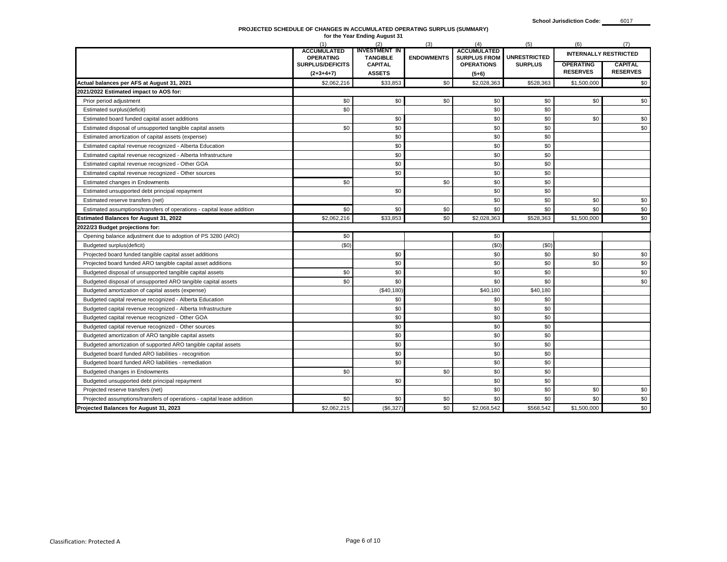**School Jurisdiction Code:** 6017

**PROJECTED SCHEDULE OF CHANGES IN ACCUMULATED OPERATING SURPLUS (SUMMARY)**
**for the Year Ending August 31**

| | (1) ACCUMULATED OPERATING SURPLUS/DEFICITS (2+3+4+7) | (2) INVESTMENT IN TANGIBLE CAPITAL ASSETS | (3) ENDOWMENTS | (4) ACCUMULATED SURPLUS FROM OPERATIONS (5+6) | (5) UNRESTRICTED SURPLUS | (6) INTERNALLY RESTRICTED OPERATING RESERVES | (7) INTERNALLY RESTRICTED CAPITAL RESERVES |
|---|---|---|---|---|---|---|---|
| **Actual balances per AFS at August 31, 2021** | $2,062,216 | $33,853 | $0 | $2,028,363 | $528,363 | $1,500,000 | $0 |
| **2021/2022 Estimated impact to AOS for:** | | | | | | | |
| Prior period adjustment | $0 | $0 | $0 | $0 | $0 | $0 | $0 |
| Estimated surplus(deficit) | $0 | | | $0 | $0 | | |
| Estimated board funded capital asset additions | | $0 | | $0 | $0 | $0 | $0 |
| Estimated disposal of unsupported tangible capital assets | $0 | $0 | | $0 | $0 | | $0 |
| Estimated amortization of capital assets (expense) | | $0 | | $0 | $0 | | |
| Estimated capital revenue recognized - Alberta Education | | $0 | | $0 | $0 | | |
| Estimated capital revenue recognized - Alberta Infrastructure | | $0 | | $0 | $0 | | |
| Estimated capital revenue recognized - Other GOA | | $0 | | $0 | $0 | | |
| Estimated capital revenue recognized - Other sources | | $0 | | $0 | $0 | | |
| Estimated changes in Endowments | $0 | | $0 | $0 | $0 | | |
| Estimated unsupported debt principal repayment | | $0 | | $0 | $0 | | |
| Estimated reserve transfers (net) | | | | $0 | $0 | $0 | $0 |
| Estimated assumptions/transfers of operations - capital lease addition | $0 | $0 | $0 | $0 | $0 | $0 | $0 |
| **Estimated Balances for August 31, 2022** | $2,062,216 | $33,853 | $0 | $2,028,363 | $528,363 | $1,500,000 | $0 |
| **2022/23 Budget projections for:** | | | | | | | |
| Opening balance adjustment due to adoption of PS 3280 (ARO) | $0 | | | $0 | | | |
| Budgeted surplus(deficit) | ($0) | | | ($0) | ($0) | | |
| Projected board funded tangible capital asset additions | | $0 | | $0 | $0 | $0 | $0 |
| Projected board funded ARO tangible capital asset additions | | $0 | | $0 | $0 | $0 | $0 |
| Budgeted disposal of unsupported tangible capital assets | $0 | $0 | | $0 | $0 | | $0 |
| Budgeted disposal of unsupported ARO tangible capital assets | $0 | $0 | | $0 | $0 | | $0 |
| Budgeted amortization of capital assets (expense) | | ($40,180) | | $40,180 | $40,180 | | |
| Budgeted capital revenue recognized - Alberta Education | | $0 | | $0 | $0 | | |
| Budgeted capital revenue recognized - Alberta Infrastructure | | $0 | | $0 | $0 | | |
| Budgeted capital revenue recognized - Other GOA | | $0 | | $0 | $0 | | |
| Budgeted capital revenue recognized - Other sources | | $0 | | $0 | $0 | | |
| Budgeted amortization of ARO tangible capital assets | | $0 | | $0 | $0 | | |
| Budgeted amortization of supported ARO tangible capital assets | | $0 | | $0 | $0 | | |
| Budgeted board funded ARO liabilities - recognition | | $0 | | $0 | $0 | | |
| Budgeted board funded ARO liabilities - remediation | | $0 | | $0 | $0 | | |
| Budgeted changes in Endowments | $0 | | $0 | $0 | $0 | | |
| Budgeted unsupported debt principal repayment | | $0 | | $0 | $0 | | |
| Projected reserve transfers (net) | | | | $0 | $0 | $0 | $0 |
| Projected assumptions/transfers of operations - capital lease addition | $0 | $0 | $0 | $0 | $0 | $0 | $0 |
| **Projected Balances for August 31, 2023** | $2,062,215 | ($6,327) | $0 | $2,068,542 | $568,542 | $1,500,000 | $0 |

Classification: Protected A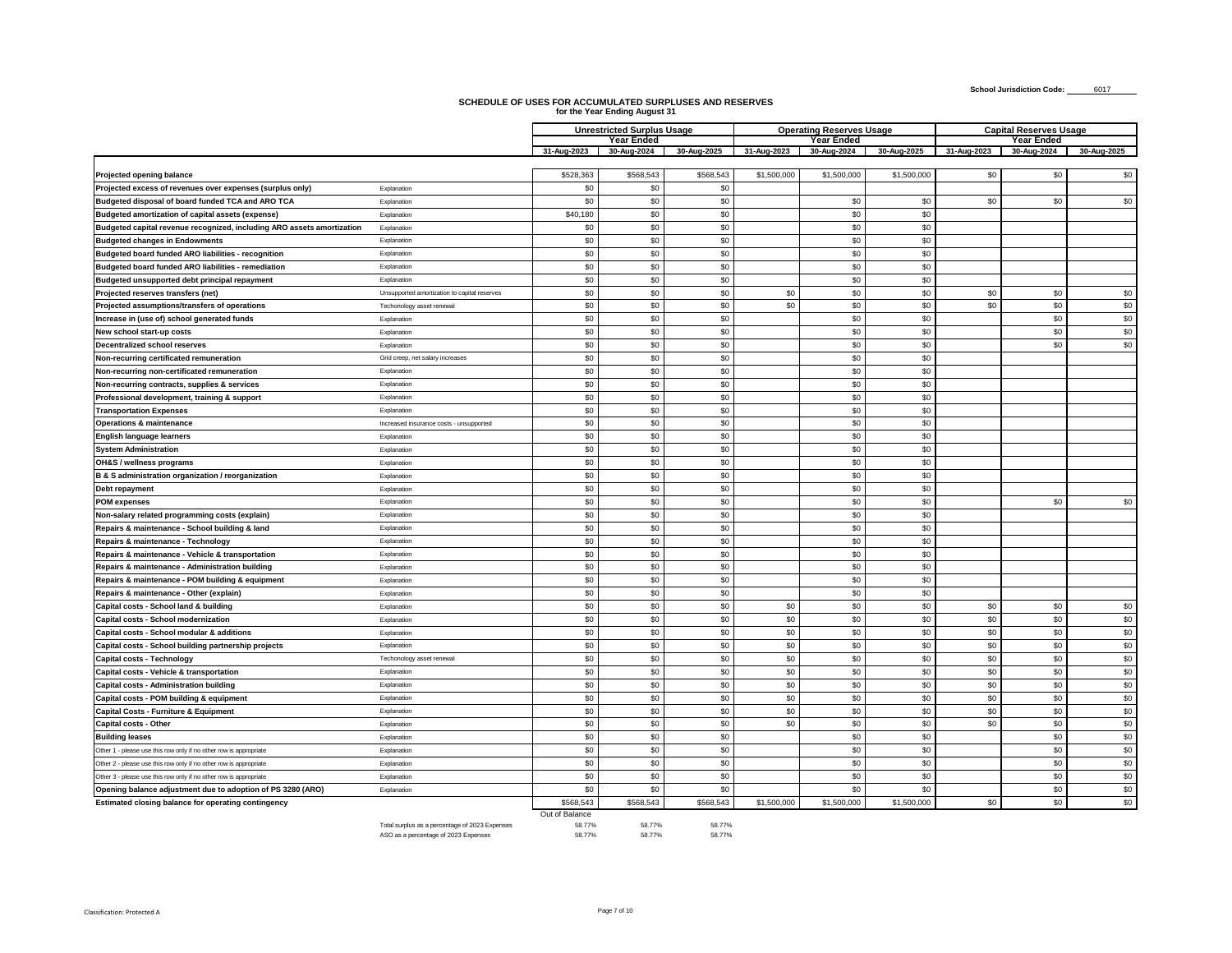School Jurisdiction Code: 6017

# SCHEDULE OF USES FOR ACCUMULATED SURPLUSES AND RESERVES
## for the Year Ending August 31

| | | Unrestricted Surplus Usage | | | Operating Reserves Usage | | | Capital Reserves Usage | | |
|---|---|---|---|---|---|---|---|---|---|---|
| | | Year Ended | | | Year Ended | | | Year Ended | | |
| | | 31-Aug-2023 | 30-Aug-2024 | 30-Aug-2025 | 31-Aug-2023 | 30-Aug-2024 | 30-Aug-2025 | 31-Aug-2023 | 30-Aug-2024 | 30-Aug-2025 |
| **Projected opening balance** | | $528,363 | $568,543 | $568,543 | $1,500,000 | $1,500,000 | $1,500,000 | $0 | $0 | $0 |
| **Projected excess of revenues over expenses (surplus only)** | Explanation | $0 | $0 | $0 | | | | | | |
| **Budgeted disposal of board funded TCA and ARO TCA** | Explanation | $0 | $0 | $0 | | $0 | $0 | $0 | $0 | $0 |
| **Budgeted amortization of capital assets (expense)** | Explanation | $40,180 | $0 | $0 | | $0 | $0 | | | |
| **Budgeted capital revenue recognized, including ARO assets amortization** | Explanation | $0 | $0 | $0 | | $0 | $0 | | | |
| **Budgeted changes in Endowments** | Explanation | $0 | $0 | $0 | | $0 | $0 | | | |
| **Budgeted board funded ARO liabilities - recognition** | Explanation | $0 | $0 | $0 | | $0 | $0 | | | |
| **Budgeted board funded ARO liabilities - remediation** | Explanation | $0 | $0 | $0 | | $0 | $0 | | | |
| **Budgeted unsupported debt principal repayment** | Explanation | $0 | $0 | $0 | | $0 | $0 | | | |
| **Projected reserves transfers (net)** | Unsupported amortization to capital reserves | $0 | $0 | $0 | $0 | $0 | $0 | $0 | $0 | $0 |
| **Projected assumptions/transfers of operations** | Techonology asset renewal | $0 | $0 | $0 | $0 | $0 | $0 | $0 | $0 | $0 |
| **Increase in (use of) school generated funds** | Explanation | $0 | $0 | $0 | | $0 | $0 | | $0 | $0 |
| **New school start-up costs** | Explanation | $0 | $0 | $0 | | $0 | $0 | | $0 | $0 |
| **Decentralized school reserves** | Explanation | $0 | $0 | $0 | | $0 | $0 | | $0 | $0 |
| **Non-recurring certificated remuneration** | Grid creep, net salary increases | $0 | $0 | $0 | | $0 | $0 | | | |
| **Non-recurring non-certificated remuneration** | Explanation | $0 | $0 | $0 | | $0 | $0 | | | |
| **Non-recurring contracts, supplies & services** | Explanation | $0 | $0 | $0 | | $0 | $0 | | | |
| **Professional development, training & support** | Explanation | $0 | $0 | $0 | | $0 | $0 | | | |
| **Transportation Expenses** | Explanation | $0 | $0 | $0 | | $0 | $0 | | | |
| **Operations & maintenance** | Increased insurance costs - unsupported | $0 | $0 | $0 | | $0 | $0 | | | |
| **English language learners** | Explanation | $0 | $0 | $0 | | $0 | $0 | | | |
| **System Administration** | Explanation | $0 | $0 | $0 | | $0 | $0 | | | |
| **OH&S / wellness programs** | Explanation | $0 | $0 | $0 | | $0 | $0 | | | |
| **B & S administration organization / reorganization** | Explanation | $0 | $0 | $0 | | $0 | $0 | | | |
| **Debt repayment** | Explanation | $0 | $0 | $0 | | $0 | $0 | | | |
| **POM expenses** | Explanation | $0 | $0 | $0 | | $0 | $0 | | $0 | $0 |
| **Non-salary related programming costs (explain)** | Explanation | $0 | $0 | $0 | | $0 | $0 | | | |
| **Repairs & maintenance - School building & land** | Explanation | $0 | $0 | $0 | | $0 | $0 | | | |
| **Repairs & maintenance - Technology** | Explanation | $0 | $0 | $0 | | $0 | $0 | | | |
| **Repairs & maintenance - Vehicle & transportation** | Explanation | $0 | $0 | $0 | | $0 | $0 | | | |
| **Repairs & maintenance - Administration building** | Explanation | $0 | $0 | $0 | | $0 | $0 | | | |
| **Repairs & maintenance - POM building & equipment** | Explanation | $0 | $0 | $0 | | $0 | $0 | | | |
| **Repairs & maintenance - Other (explain)** | Explanation | $0 | $0 | $0 | | $0 | $0 | | | |
| **Capital costs - School land & building** | Explanation | $0 | $0 | $0 | $0 | $0 | $0 | $0 | $0 | $0 |
| **Capital costs - School modernization** | Explanation | $0 | $0 | $0 | $0 | $0 | $0 | $0 | $0 | $0 |
| **Capital costs - School modular & additions** | Explanation | $0 | $0 | $0 | $0 | $0 | $0 | $0 | $0 | $0 |
| **Capital costs - School building partnership projects** | Explanation | $0 | $0 | $0 | $0 | $0 | $0 | $0 | $0 | $0 |
| **Capital costs - Technology** | Techonology asset renewal | $0 | $0 | $0 | $0 | $0 | $0 | $0 | $0 | $0 |
| **Capital costs - Vehicle & transportation** | Explanation | $0 | $0 | $0 | $0 | $0 | $0 | $0 | $0 | $0 |
| **Capital costs - Administration building** | Explanation | $0 | $0 | $0 | $0 | $0 | $0 | $0 | $0 | $0 |
| **Capital costs - POM building & equipment** | Explanation | $0 | $0 | $0 | $0 | $0 | $0 | $0 | $0 | $0 |
| **Capital Costs - Furniture & Equipment** | Explanation | $0 | $0 | $0 | $0 | $0 | $0 | $0 | $0 | $0 |
| **Capital costs - Other** | Explanation | $0 | $0 | $0 | $0 | $0 | $0 | $0 | $0 | $0 |
| **Building leases** | Explanation | $0 | $0 | $0 | | $0 | $0 | | $0 | $0 |
| Other 1 - please use this row only if no other row is appropriate | Explanation | $0 | $0 | $0 | | $0 | $0 | | $0 | $0 |
| Other 2 - please use this row only if no other row is appropriate | Explanation | $0 | $0 | $0 | | $0 | $0 | | $0 | $0 |
| Other 3 - please use this row only if no other row is appropriate | Explanation | $0 | $0 | $0 | | $0 | $0 | | $0 | $0 |
| **Opening balance adjustment due to adoption of PS 3280 (ARO)** | Explanation | $0 | $0 | $0 | | $0 | $0 | | $0 | $0 |
| **Estimated closing balance for operating contingency** | | $568,543 | $568,543 | $568,543 | $1,500,000 | $1,500,000 | $1,500,000 | $0 | $0 | $0 |
| | | Out of Balance | | | | | | | | |
| | Total surplus as a percentage of 2023 Expenses | 58.77% | 58.77% | 58.77% | | | | | | |
| | ASO as a percentage of 2023 Expenses | 58.77% | 58.77% | 58.77% | | | | | | |

Classification: Protected A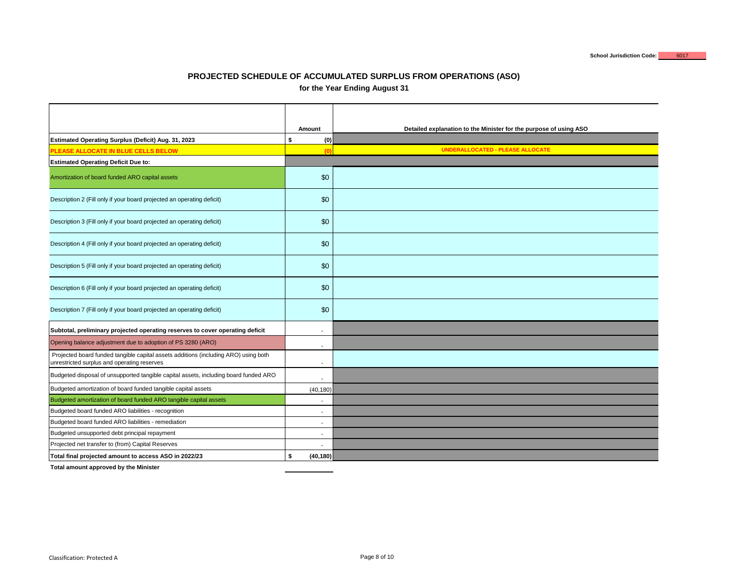School Jurisdiction Code: 6017

# PROJECTED SCHEDULE OF ACCUMULATED SURPLUS FROM OPERATIONS (ASO)

**for the Year Ending August 31**

| | Amount | Detailed explanation to the Minister for the purpose of using ASO |
|---|---|---|
| **Estimated Operating Surplus (Deficit) Aug. 31, 2023** | $ (0) | |
| **PLEASE ALLOCATE IN BLUE CELLS BELOW** | (0) | **UNDERALLOCATED - PLEASE ALLOCATE** |
| **Estimated Operating Deficit Due to:** | | |
| Amortization of board funded ARO capital assets | $0 | |
| Description 2 (Fill only if your board projected an operating deficit) | $0 | |
| Description 3 (Fill only if your board projected an operating deficit) | $0 | |
| Description 4 (Fill only if your board projected an operating deficit) | $0 | |
| Description 5 (Fill only if your board projected an operating deficit) | $0 | |
| Description 6 (Fill only if your board projected an operating deficit) | $0 | |
| Description 7 (Fill only if your board projected an operating deficit) | $0 | |
| **Subtotal, preliminary projected operating reserves to cover operating deficit** | - | |
| Opening balance adjustment due to adoption of PS 3280 (ARO) | - | |
| Projected board funded tangible capital assets additions (including ARO) using both unrestricted surplus and operating reserves | - | |
| Budgeted disposal of unsupported tangible capital assets, including board funded ARO | - | |
| Budgeted amortization of board funded tangible capital assets | (40,180) | |
| Budgeted amortization of board funded ARO tangible capital assets | - | |
| Budgeted board funded ARO liabilities - recognition | - | |
| Budgeted board funded ARO liabilities - remediation | - | |
| Budgeted unsupported debt principal repayment | - | |
| Projected net transfer to (from) Capital Reserves | - | |
| **Total final projected amount to access ASO in 2022/23** | **$ (40,180)** | |
| **Total amount approved by the Minister** | | |

Classification: Protected A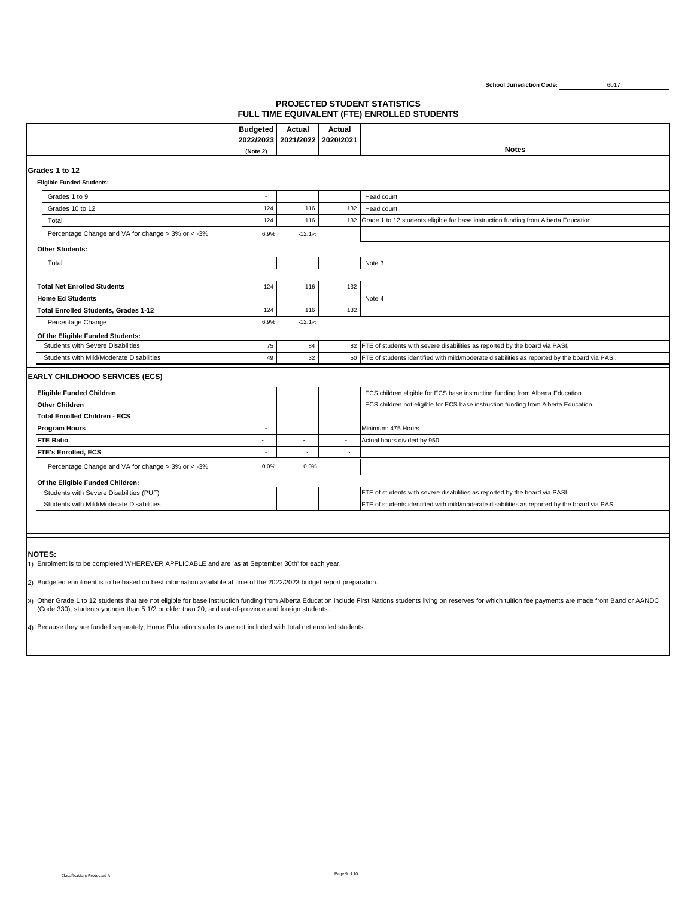School Jurisdiction Code: 6017

## PROJECTED STUDENT STATISTICS
## FULL TIME EQUIVALENT (FTE) ENROLLED STUDENTS

| | Budgeted 2022/2023 (Note 2) | Actual 2021/2022 | Actual 2020/2021 | Notes |
|---|---|---|---|---|
| **Grades 1 to 12** | | | | |
| **Eligible Funded Students:** | | | | |
| Grades 1 to 9 | - | | | Head count |
| Grades 10 to 12 | 124 | 116 | 132 | Head count |
| Total | 124 | 116 | 132 | Grade 1 to 12 students eligible for base instruction funding from Alberta Education. |
| Percentage Change and VA for change > 3% or < -3% | 6.9% | -12.1% | | |
| **Other Students:** | | | | |
| Total | - | - | - | Note 3 |
| **Total Net Enrolled Students** | 124 | 116 | 132 | |
| **Home Ed Students** | - | - | - | Note 4 |
| **Total Enrolled Students, Grades 1-12** | 124 | 116 | 132 | |
| Percentage Change | 6.9% | -12.1% | | |
| **Of the Eligible Funded Students:** | | | | |
| Students with Severe Disabilities | 75 | 84 | 82 | FTE of students with severe disabilities as reported by the board via PASI. |
| Students with Mild/Moderate Disabilities | 49 | 32 | 50 | FTE of students identified with mild/moderate disabilities as reported by the board via PASI. |
| **EARLY CHILDHOOD SERVICES (ECS)** | | | | |
| **Eligible Funded Children** | - | | | ECS children eligible for ECS base instruction funding from Alberta Education. |
| **Other Children** | - | | | ECS children not eligible for ECS base instruction funding from Alberta Education. |
| **Total Enrolled Children - ECS** | - | - | - | |
| **Program Hours** | - | | | Minimum: 475 Hours |
| **FTE Ratio** | - | - | - | Actual hours divided by 950 |
| **FTE's Enrolled, ECS** | - | - | - | |
| Percentage Change and VA for change > 3% or < -3% | 0.0% | 0.0% | | |
| **Of the Eligible Funded Children:** | | | | |
| Students with Severe Disabilities (PUF) | - | - | - | FTE of students with severe disabilities as reported by the board via PASI. |
| Students with Mild/Moderate Disabilities | - | - | - | FTE of students identified with mild/moderate disabilities as reported by the board via PASI. |

**NOTES:**

1) Enrolment is to be completed WHEREVER APPLICABLE and are 'as at September 30th' for each year.

2) Budgeted enrolment is to be based on best information available at time of the 2022/2023 budget report preparation.

3) Other Grade 1 to 12 students that are not eligible for base instruction funding from Alberta Education include First Nations students living on reserves for which tuition fee payments are made from Band or AANDC (Code 330), students younger than 5 1/2 or older than 20, and out-of-province and foreign students.

4) Because they are funded separately, Home Education students are not included with total net enrolled students.

Classification: Protected A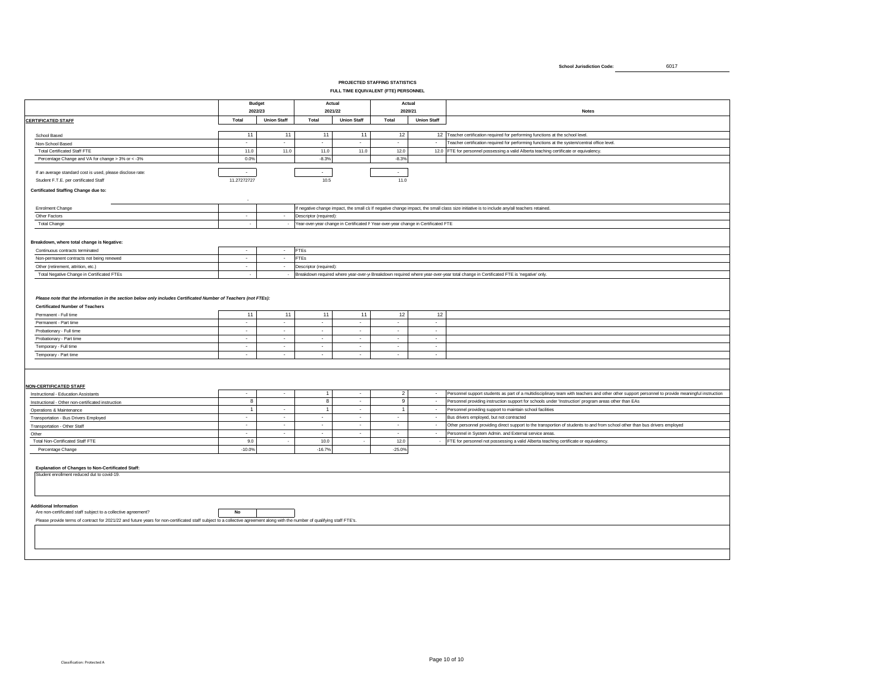School Jurisdiction Code: 6017

## PROJECTED STAFFING STATISTICS

### FULL TIME EQUIVALENT (FTE) PERSONNEL

| | Budget 2022/23 | | Actual 2021/22 | | Actual 2020/21 | | Notes |
|---|---|---|---|---|---|---|---|
| **CERTIFICATED STAFF** | Total | Union Staff | Total | Union Staff | Total | Union Staff | |
| School Based | 11 | 11 | 11 | 11 | 12 | 12 | Teacher certification required for performing functions at the school level. |
| Non-School Based | - | - | - | - | - | - | Teacher certification required for performing functions at the system/central office level. |
| Total Certificated Staff FTE | 11.0 | 11.0 | 11.0 | 11.0 | 12.0 | 12.0 | FTE for personnel possessing a valid Alberta teaching certificate or equivalency. |
| Percentage Change and VA for change > 3% or < -3% | 0.0% | | -8.3% | | -8.3% | | |
| If an average standard cost is used, please disclose rate: | - | | - | | - | | |
| Student F.T.E. per certificated Staff | 11.27272727 | | 10.5 | | 11.0 | | |

**Certificated Staffing Change due to:**

| | Total | Union Staff | Notes |
|---|---|---|---|
| | - | | |
| Enrolment Change | | | If negative change impact, the small cl If negative change impact, the small class size initiative is to include any/all teachers retained. |
| Other Factors | - | - | Descriptor (required): |
| Total Change | - | - | Year-over-year change in Certificated F Year-over-year change in Certificated FTE |

**Breakdown, where total change is Negative:**

| | Total | Union Staff | Notes |
|---|---|---|---|
| Continuous contracts terminated | - | - | FTEs |
| Non-permanent contracts not being renewed | - | - | FTEs |
| Other (retirement, attrition, etc.) | - | - | Descriptor (required): |
| Total Negative Change in Certificated FTEs | - | - | Breakdown required where year-over-y Breakdown required where year-over-year total change in Certificated FTE is 'negative' only. |

***Please note that the information in the section below only includes Certificated Number of Teachers (not FTEs):***

**Certificated Number of Teachers**

| | Budget 2022/23 Total | Union Staff | Actual 2021/22 Total | Union Staff | Actual 2020/21 Total | Union Staff |
|---|---|---|---|---|---|---|
| Permanent - Full time | 11 | 11 | 11 | 11 | 12 | 12 |
| Permanent - Part time | - | - | - | - | - | - |
| Probationary - Full time | - | - | - | - | - | - |
| Probationary - Part time | - | - | - | - | - | - |
| Temporary - Full time | - | - | - | - | - | - |
| Temporary - Part time | - | - | - | - | - | - |

**NON-CERTIFICATED STAFF**

| | Budget 2022/23 Total | Union Staff | Actual 2021/22 Total | Union Staff | Actual 2020/21 Total | Union Staff | Notes |
|---|---|---|---|---|---|---|---|
| Instructional - Education Assistants | - | - | 1 | - | 2 | - | Personnel support students as part of a multidisciplinary team with teachers and other other support personnel to provide meaningful instruction |
| Instructional - Other non-certificated instruction | 8 | | 8 | - | 9 | - | Personnel providing instruction support for schools under 'Instruction' program areas other than EAs |
| Operations & Maintenance | 1 | - | 1 | - | 1 | - | Personnel providing support to maintain school facilities |
| Transportation - Bus Drivers Employed | - | - | - | - | - | - | Bus drivers employed, but not contracted |
| Transportation - Other Staff | - | - | - | - | - | - | Other personnel providing direct support to the transportion of students to and from school other than bus drivers employed |
| Other | - | - | - | - | - | - | Personnel in System Admin. and External service areas. |
| Total Non-Certificated Staff FTE | 9.0 | - | 10.0 | - | 12.0 | - | FTE for personnel not possessing a valid Alberta teaching certificate or equivalency. |
| Percentage Change | -10.0% | | -16.7% | | -25.0% | | |

**Explanation of Changes to Non-Certificated Staff:**

Student enrollment reduced dut to covid-19.

**Additional Information**

Are non-certificated staff subject to a collective agreement? **No**

Please provide terms of contract for 2021/22 and future years for non-certificated staff subject to a collective agreement along with the number of qualifying staff FTE's.

Classification: Protected A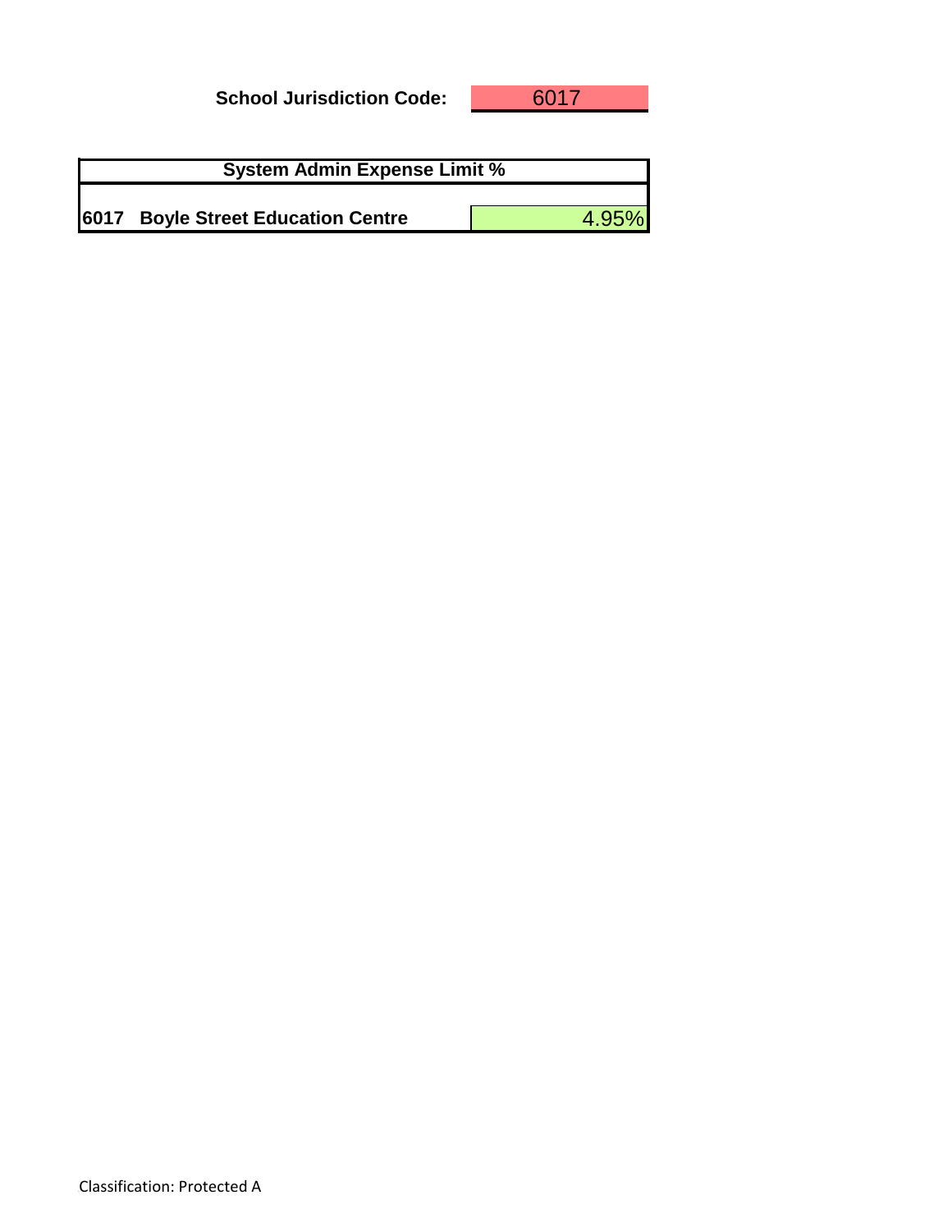**School Jurisdiction Code:** 6017

| System Admin Expense Limit % | | |
|---|---|---|
| **6017** | **Boyle Street Education Centre** | 4.95% |

Classification: Protected A